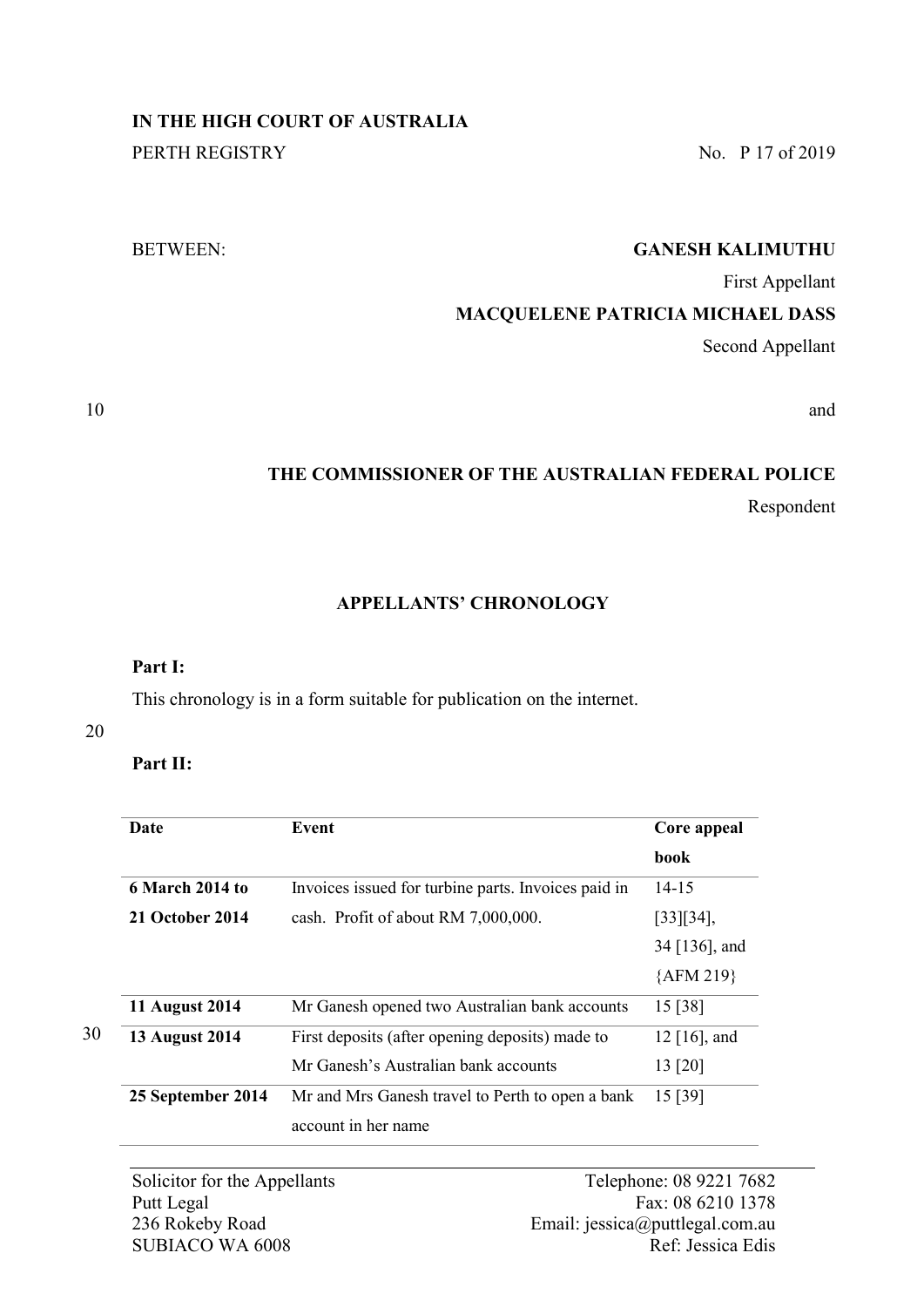**IN THE HIGH COURT OF AUSTRALIA**

PERTH REGISTRY No. P 17 of 2019

BETWEEN: **GANESH KALIMUTHU**

First Appellant

**MACQUELENE PATRICIA MICHAEL DASS**

Second Appellant

and

**THE COMMISSIONER OF THE AUSTRALIAN FEDERAL POLICE**

Respondent

**APPELLANTS' CHRONOLOGY**

**Part I:**

This chronology is in a form suitable for publication on the internet.

**Part II:**

| Date | Event | Core appeal book |
|---|---|---|
| **6 March 2014 to 21 October 2014** | Invoices issued for turbine parts. Invoices paid in cash. Profit of about RM 7,000,000. | 14-15 [33][34], 34 [136], and {AFM 219} |
| **11 August 2014** | Mr Ganesh opened two Australian bank accounts | 15 [38] |
| **13 August 2014** | First deposits (after opening deposits) made to Mr Ganesh's Australian bank accounts | 12 [16], and 13 [20] |
| **25 September 2014** | Mr and Mrs Ganesh travel to Perth to open a bank account in her name | 15 [39] |

Solicitor for the Appellants
Putt Legal
236 Rokeby Road
SUBIACO WA 6008

Telephone: 08 9221 7682
Fax: 08 6210 1378
Email: jessica@puttlegal.com.au
Ref: Jessica Edis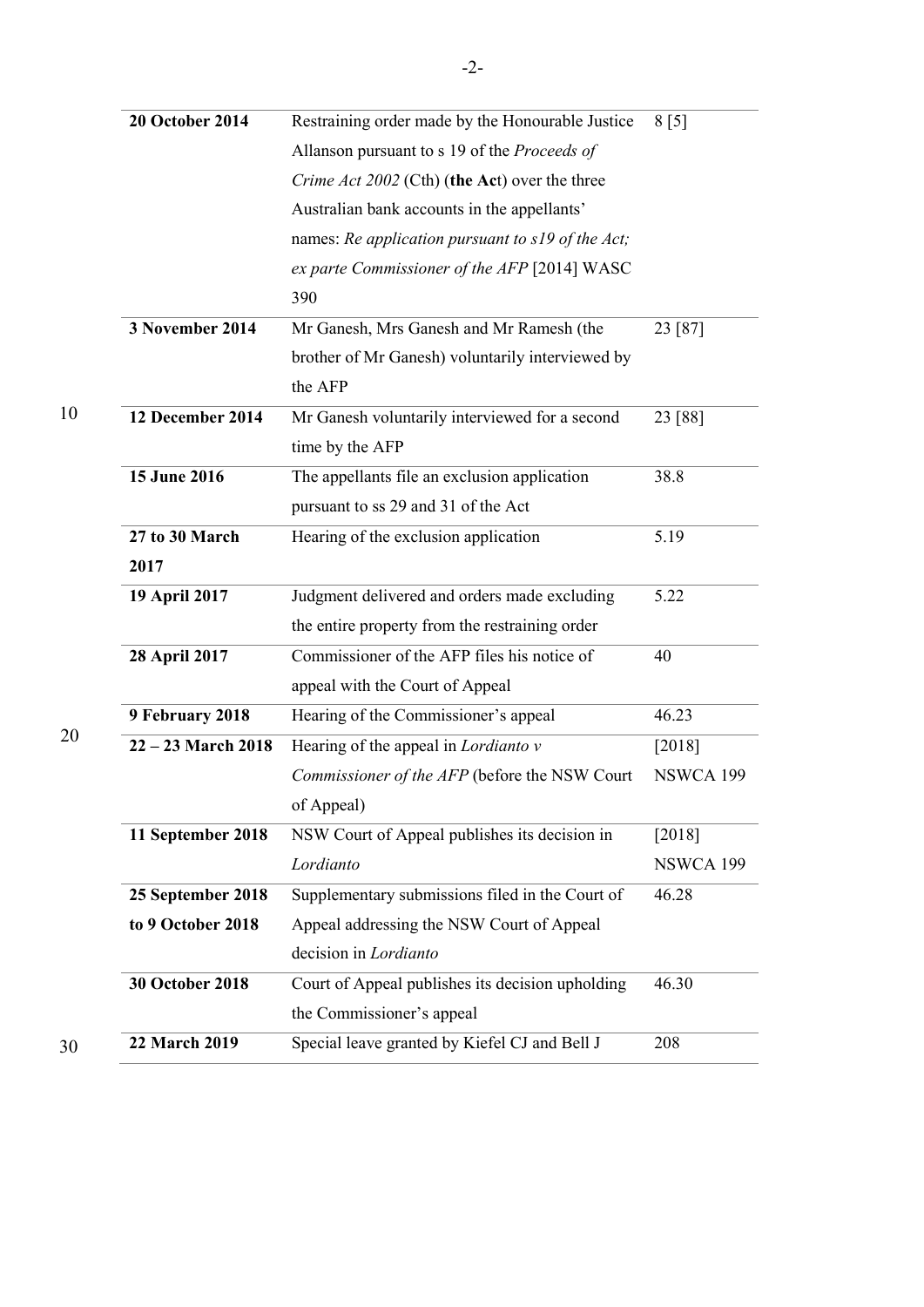| | | |
|---|---|---|
| **20 October 2014** | Restraining order made by the Honourable Justice Allanson pursuant to s 19 of the *Proceeds of Crime Act 2002* (Cth) (**the Ac**t) over the three Australian bank accounts in the appellants' names: *Re application pursuant to s19 of the Act; ex parte Commissioner of the AFP* [2014] WASC 390 | 8 [5] |
| **3 November 2014** | Mr Ganesh, Mrs Ganesh and Mr Ramesh (the brother of Mr Ganesh) voluntarily interviewed by the AFP | 23 [87] |
| **12 December 2014** | Mr Ganesh voluntarily interviewed for a second time by the AFP | 23 [88] |
| **15 June 2016** | The appellants file an exclusion application pursuant to ss 29 and 31 of the Act | 38.8 |
| **27 to 30 March 2017** | Hearing of the exclusion application | 5.19 |
| **19 April 2017** | Judgment delivered and orders made excluding the entire property from the restraining order | 5.22 |
| **28 April 2017** | Commissioner of the AFP files his notice of appeal with the Court of Appeal | 40 |
| **9 February 2018** | Hearing of the Commissioner's appeal | 46.23 |
| **22 – 23 March 2018** | Hearing of the appeal in *Lordianto v Commissioner of the AFP* (before the NSW Court of Appeal) | [2018] NSWCA 199 |
| **11 September 2018** | NSW Court of Appeal publishes its decision in *Lordianto* | [2018] NSWCA 199 |
| **25 September 2018 to 9 October 2018** | Supplementary submissions filed in the Court of Appeal addressing the NSW Court of Appeal decision in *Lordianto* | 46.28 |
| **30 October 2018** | Court of Appeal publishes its decision upholding the Commissioner's appeal | 46.30 |
| **22 March 2019** | Special leave granted by Kiefel CJ and Bell J | 208 |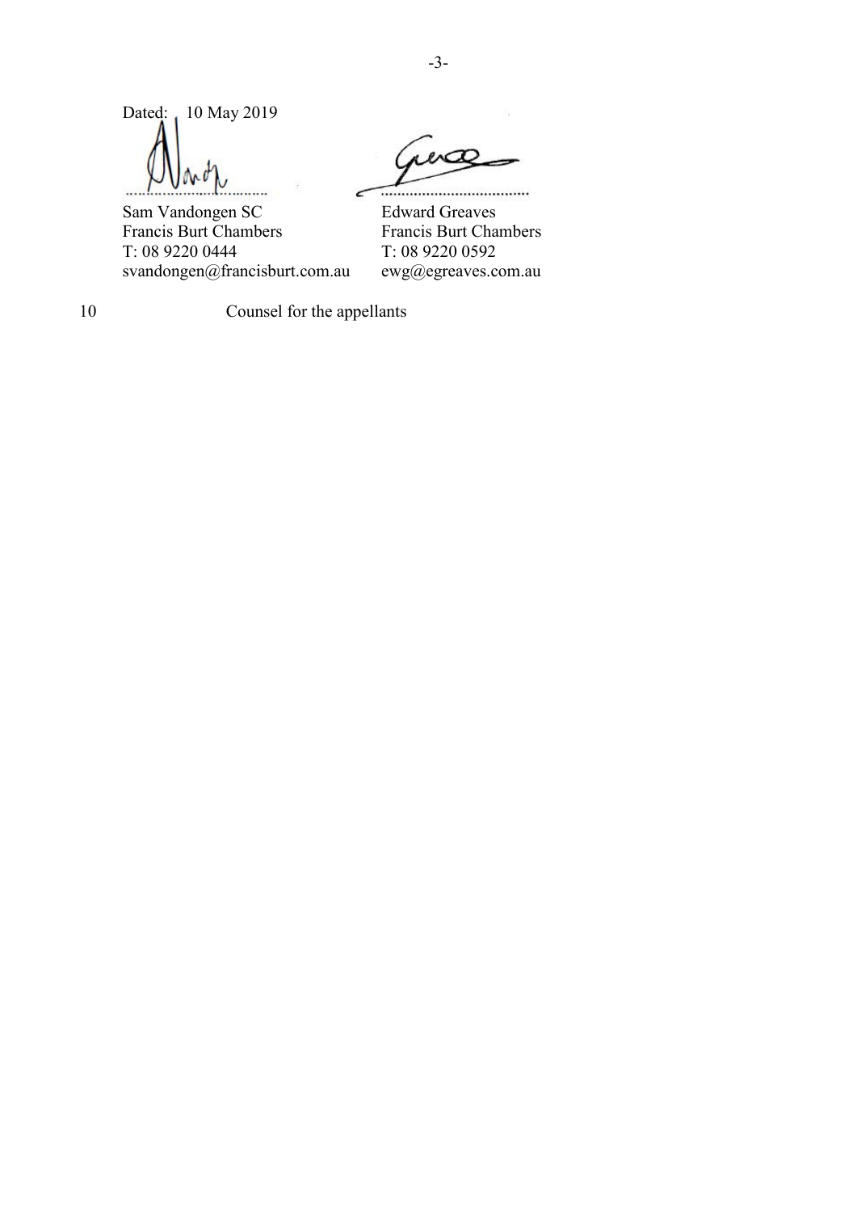Dated: 10 May 2019

| | |
|---|---|
| ................................ | ................................ |
| Sam Vandongen SC | Edward Greaves |
| Francis Burt Chambers | Francis Burt Chambers |
| T: 08 9220 0444 | T: 08 9220 0592 |
| svandongen@francisburt.com.au | ewg@egreaves.com.au |

Counsel for the appellants